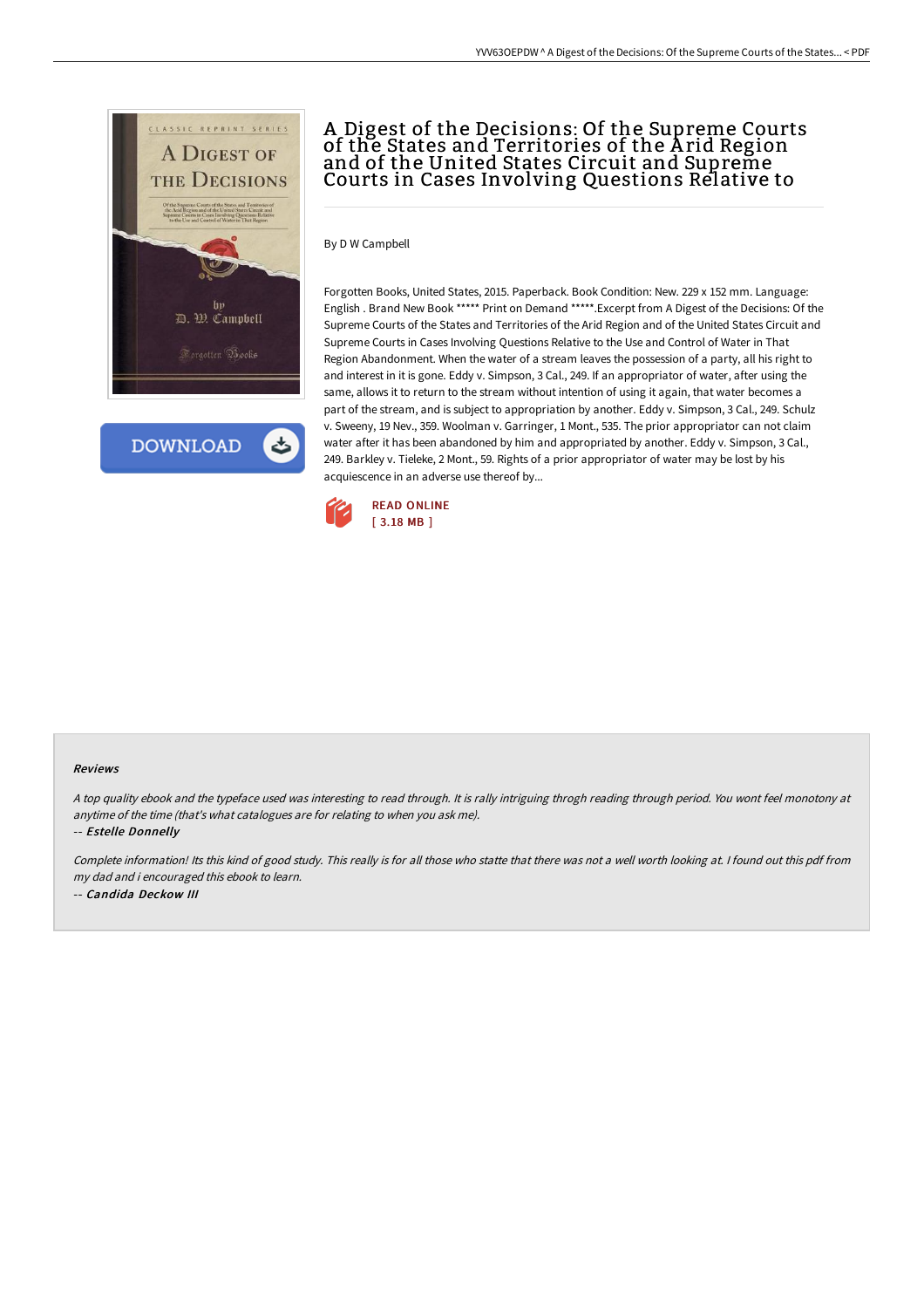# A Digest of the Decisions: Of the Supreme Courts of the States and Territories of the Arid Region and of the United States Circuit and Supreme Courts in Cases Involving Questions Relative to

By D W Campbell

Forgotten Books, United States, 2015. Paperback. Book Condition: New. 229 x 152 mm. Language: English . Brand New Book ***** Print on Demand *****.Excerpt from A Digest of the Decisions: Of the Supreme Courts of the States and Territories of the Arid Region and of the United States Circuit and Supreme Courts in Cases Involving Questions Relative to the Use and Control of Water in That Region Abandonment. When the water of a stream leaves the possession of a party, all his right to and interest in it is gone. Eddy v. Simpson, 3 Cal., 249. If an appropriator of water, after using the same, allows it to return to the stream without intention of using it again, that water becomes a part of the stream, and is subject to appropriation by another. Eddy v. Simpson, 3 Cal., 249. Schulz v. Sweeny, 19 Nev., 359. Woolman v. Garringer, 1 Mont., 535. The prior appropriator can not claim water after it has been abandoned by him and appropriated by another. Eddy v. Simpson, 3 Cal., 249. Barkley v. Tieleke, 2 Mont., 59. Rights of a prior appropriator of water may be lost by his acquiescence in an adverse use thereof by...

READ ONLINE
[ 3.18 MB ]

### Reviews

*A top quality ebook and the typeface used was interesting to read through. It is rally intriguing throgh reading through period. You wont feel monotony at anytime of the time (that's what catalogues are for relating to when you ask me).*

-- *Estelle Donnelly*

*Complete information! Its this kind of good study. This really is for all those who statte that there was not a well worth looking at. I found out this pdf from my dad and i encouraged this ebook to learn.*

-- *Candida Deckow III*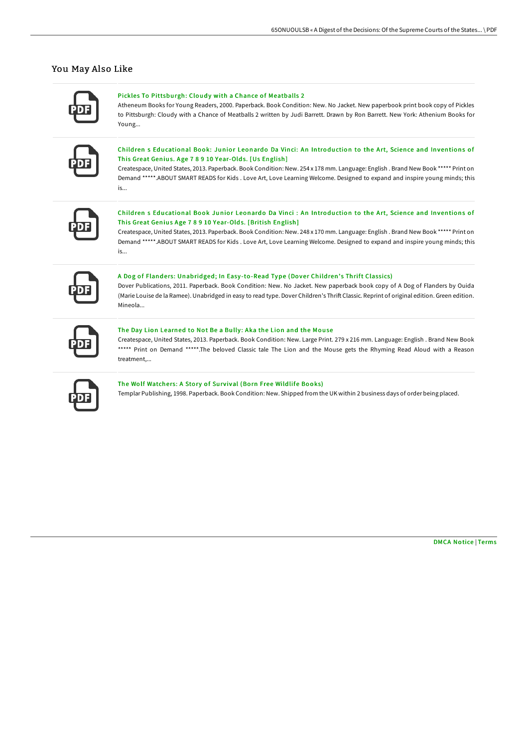## You May Also Like

**Pickles To Pittsburgh: Cloudy with a Chance of Meatballs 2**

Atheneum Books for Young Readers, 2000. Paperback. Book Condition: New. No Jacket. New paperbook print book copy of Pickles to Pittsburgh: Cloudy with a Chance of Meatballs 2 written by Judi Barrett. Drawn by Ron Barrett. New York: Athenium Books for Young...

**Children s Educational Book: Junior Leonardo Da Vinci: An Introduction to the Art, Science and Inventions of This Great Genius. Age 7 8 9 10 Year-Olds. [Us English]**

Createspace, United States, 2013. Paperback. Book Condition: New. 254 x 178 mm. Language: English . Brand New Book ***** Print on Demand *****.ABOUT SMART READS for Kids . Love Art, Love Learning Welcome. Designed to expand and inspire young minds; this is...

**Children s Educational Book Junior Leonardo Da Vinci : An Introduction to the Art, Science and Inventions of This Great Genius Age 7 8 9 10 Year-Olds. [British English]**

Createspace, United States, 2013. Paperback. Book Condition: New. 248 x 170 mm. Language: English . Brand New Book ***** Print on Demand *****.ABOUT SMART READS for Kids . Love Art, Love Learning Welcome. Designed to expand and inspire young minds; this is...

**A Dog of Flanders: Unabridged; In Easy-to-Read Type (Dover Children's Thrift Classics)**

Dover Publications, 2011. Paperback. Book Condition: New. No Jacket. New paperback book copy of A Dog of Flanders by Ouida (Marie Louise de la Ramee). Unabridged in easy to read type. Dover Children's Thrift Classic. Reprint of original edition. Green edition. Mineola...

**The Day Lion Learned to Not Be a Bully: Aka the Lion and the Mouse**

Createspace, United States, 2013. Paperback. Book Condition: New. Large Print. 279 x 216 mm. Language: English . Brand New Book ***** Print on Demand *****.The beloved Classic tale The Lion and the Mouse gets the Rhyming Read Aloud with a Reason treatment,...

**The Wolf Watchers: A Story of Survival (Born Free Wildlife Books)**

Templar Publishing, 1998. Paperback. Book Condition: New. Shipped from the UK within 2 business days of order being placed.